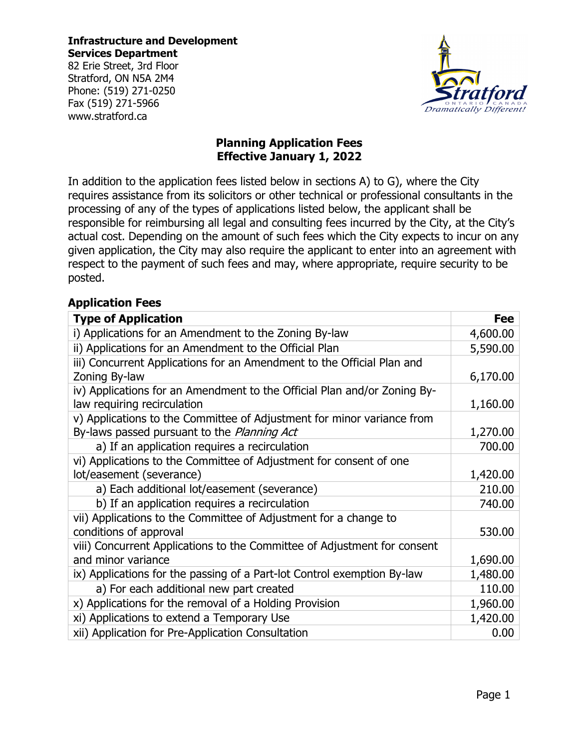**Infrastructure and Development Services Department**
82 Erie Street, 3rd Floor
Stratford, ON N5A 2M4
Phone: (519) 271-0250
Fax (519) 271-5966
www.stratford.ca

# Planning Application Fees
## Effective January 1, 2022

In addition to the application fees listed below in sections A) to G), where the City requires assistance from its solicitors or other technical or professional consultants in the processing of any of the types of applications listed below, the applicant shall be responsible for reimbursing all legal and consulting fees incurred by the City, at the City's actual cost. Depending on the amount of such fees which the City expects to incur on any given application, the City may also require the applicant to enter into an agreement with respect to the payment of such fees and may, where appropriate, require security to be posted.

### Application Fees

| Type of Application | Fee |
|---|---|
| i) Applications for an Amendment to the Zoning By-law | 4,600.00 |
| ii) Applications for an Amendment to the Official Plan | 5,590.00 |
| iii) Concurrent Applications for an Amendment to the Official Plan and Zoning By-law | 6,170.00 |
| iv) Applications for an Amendment to the Official Plan and/or Zoning By-law requiring recirculation | 1,160.00 |
| v) Applications to the Committee of Adjustment for minor variance from By-laws passed pursuant to the *Planning Act* | 1,270.00 |
| a) If an application requires a recirculation | 700.00 |
| vi) Applications to the Committee of Adjustment for consent of one lot/easement (severance) | 1,420.00 |
| a) Each additional lot/easement (severance) | 210.00 |
| b) If an application requires a recirculation | 740.00 |
| vii) Applications to the Committee of Adjustment for a change to conditions of approval | 530.00 |
| viii) Concurrent Applications to the Committee of Adjustment for consent and minor variance | 1,690.00 |
| ix) Applications for the passing of a Part-lot Control exemption By-law | 1,480.00 |
| a) For each additional new part created | 110.00 |
| x) Applications for the removal of a Holding Provision | 1,960.00 |
| xi) Applications to extend a Temporary Use | 1,420.00 |
| xii) Application for Pre-Application Consultation | 0.00 |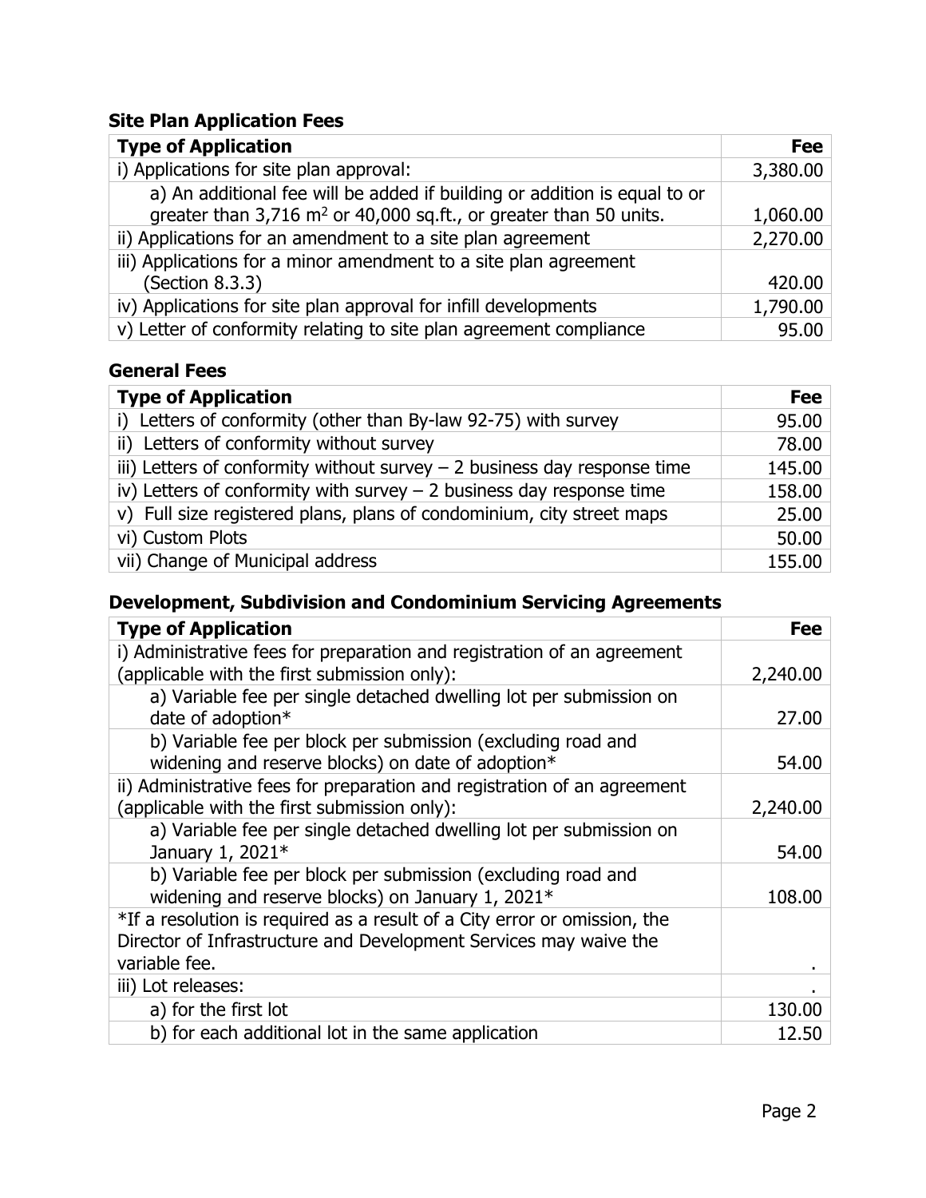### Site Plan Application Fees

| Type of Application | Fee |
|---|---:|
| i) Applications for site plan approval: | 3,380.00 |
| a) An additional fee will be added if building or addition is equal to or greater than 3,716 $m^2$ or 40,000 sq.ft., or greater than 50 units. | 1,060.00 |
| ii) Applications for an amendment to a site plan agreement | 2,270.00 |
| iii) Applications for a minor amendment to a site plan agreement (Section 8.3.3) | 420.00 |
| iv) Applications for site plan approval for infill developments | 1,790.00 |
| v) Letter of conformity relating to site plan agreement compliance | 95.00 |

### General Fees

| Type of Application | Fee |
|---|---:|
| i) Letters of conformity (other than By-law 92-75) with survey | 95.00 |
| ii) Letters of conformity without survey | 78.00 |
| iii) Letters of conformity without survey – 2 business day response time | 145.00 |
| iv) Letters of conformity with survey – 2 business day response time | 158.00 |
| v) Full size registered plans, plans of condominium, city street maps | 25.00 |
| vi) Custom Plots | 50.00 |
| vii) Change of Municipal address | 155.00 |

### Development, Subdivision and Condominium Servicing Agreements

| Type of Application | Fee |
|---|---:|
| i) Administrative fees for preparation and registration of an agreement (applicable with the first submission only): | 2,240.00 |
| a) Variable fee per single detached dwelling lot per submission on date of adoption* | 27.00 |
| b) Variable fee per block per submission (excluding road and widening and reserve blocks) on date of adoption* | 54.00 |
| ii) Administrative fees for preparation and registration of an agreement (applicable with the first submission only): | 2,240.00 |
| a) Variable fee per single detached dwelling lot per submission on January 1, 2021* | 54.00 |
| b) Variable fee per block per submission (excluding road and widening and reserve blocks) on January 1, 2021* | 108.00 |
| *If a resolution is required as a result of a City error or omission, the Director of Infrastructure and Development Services may waive the variable fee. | . |
| iii) Lot releases: | . |
| a) for the first lot | 130.00 |
| b) for each additional lot in the same application | 12.50 |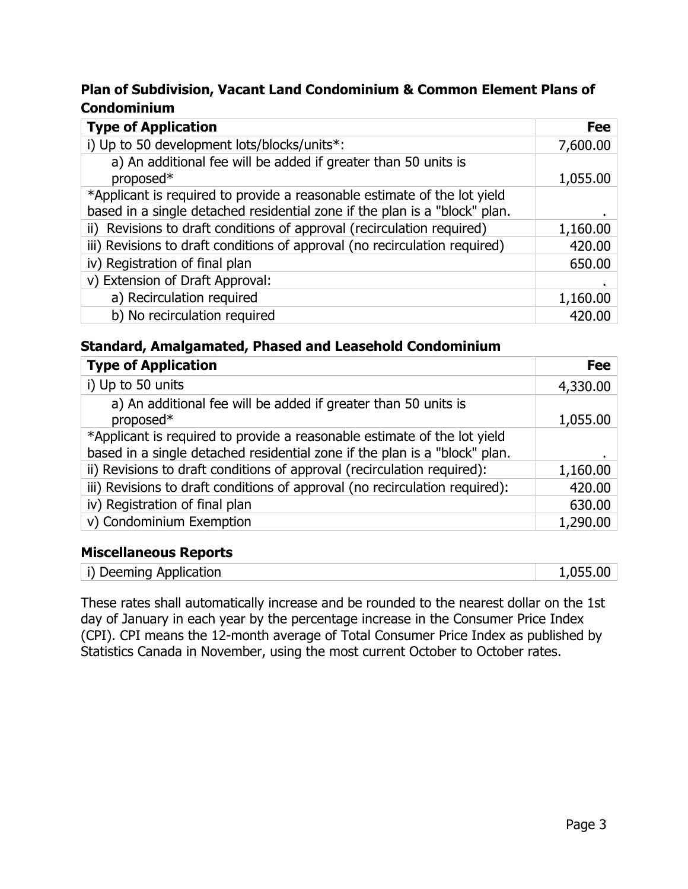### Plan of Subdivision, Vacant Land Condominium & Common Element Plans of Condominium

| Type of Application | Fee |
|---|---|
| i) Up to 50 development lots/blocks/units*: | 7,600.00 |
| a) An additional fee will be added if greater than 50 units is proposed* | 1,055.00 |
| *Applicant is required to provide a reasonable estimate of the lot yield based in a single detached residential zone if the plan is a "block" plan. | . |
| ii) Revisions to draft conditions of approval (recirculation required) | 1,160.00 |
| iii) Revisions to draft conditions of approval (no recirculation required) | 420.00 |
| iv) Registration of final plan | 650.00 |
| v) Extension of Draft Approval: | . |
| a) Recirculation required | 1,160.00 |
| b) No recirculation required | 420.00 |

### Standard, Amalgamated, Phased and Leasehold Condominium

| Type of Application | Fee |
|---|---|
| i) Up to 50 units | 4,330.00 |
| a) An additional fee will be added if greater than 50 units is proposed* | 1,055.00 |
| *Applicant is required to provide a reasonable estimate of the lot yield based in a single detached residential zone if the plan is a "block" plan. | . |
| ii) Revisions to draft conditions of approval (recirculation required): | 1,160.00 |
| iii) Revisions to draft conditions of approval (no recirculation required): | 420.00 |
| iv) Registration of final plan | 630.00 |
| v) Condominium Exemption | 1,290.00 |

### Miscellaneous Reports

| | |
|---|---|
| i) Deeming Application | 1,055.00 |

These rates shall automatically increase and be rounded to the nearest dollar on the 1st day of January in each year by the percentage increase in the Consumer Price Index (CPI). CPI means the 12-month average of Total Consumer Price Index as published by Statistics Canada in November, using the most current October to October rates.